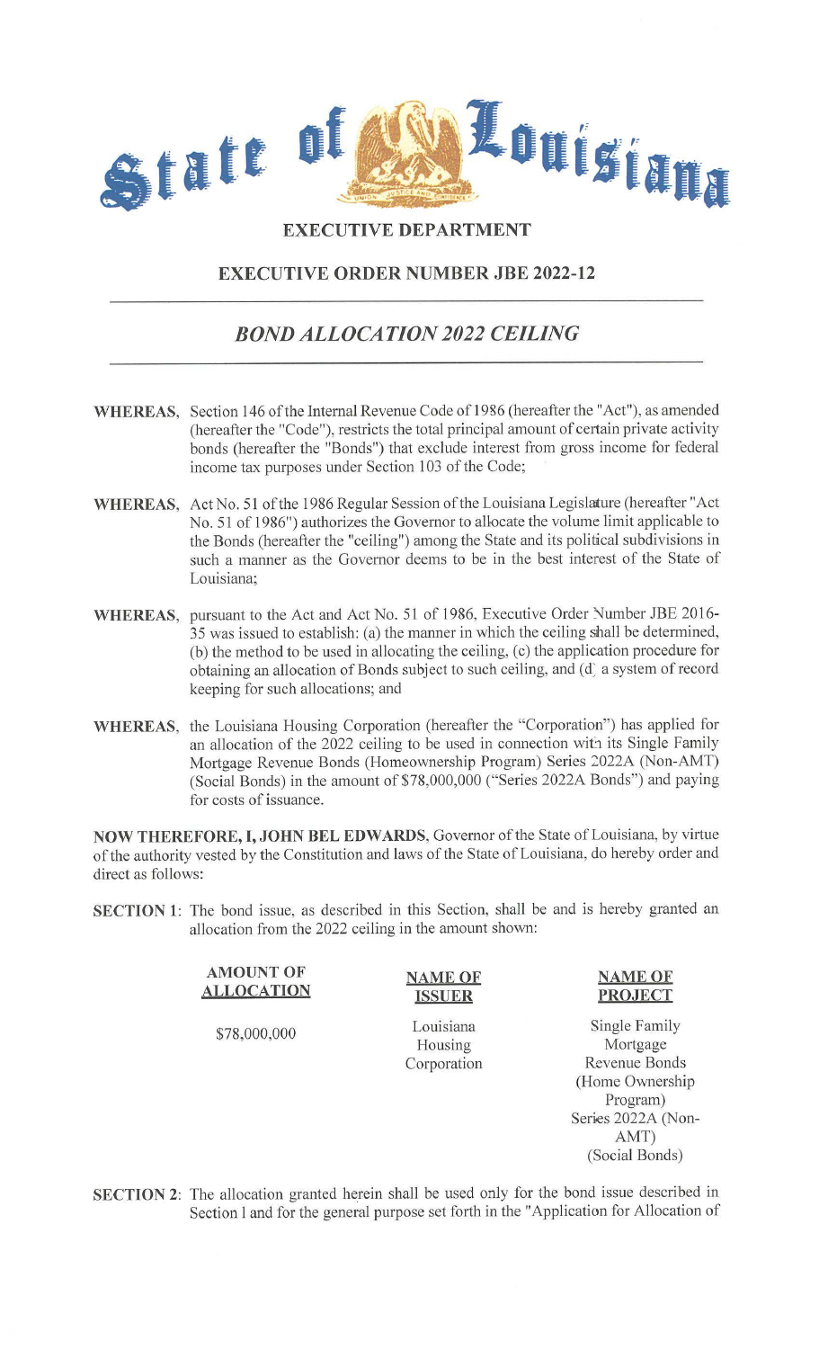# State of Louisiana

## EXECUTIVE DEPARTMENT

## EXECUTIVE ORDER NUMBER JBE 2022-12

## *BOND ALLOCATION 2022 CEILING*

---

**WHEREAS,** Section 146 of the Internal Revenue Code of 1986 (hereafter the "Act"), as amended (hereafter the "Code"), restricts the total principal amount of certain private activity bonds (hereafter the "Bonds") that exclude interest from gross income for federal income tax purposes under Section 103 of the Code;

**WHEREAS,** Act No. 51 of the 1986 Regular Session of the Louisiana Legislature (hereafter "Act No. 51 of 1986") authorizes the Governor to allocate the volume limit applicable to the Bonds (hereafter the "ceiling") among the State and its political subdivisions in such a manner as the Governor deems to be in the best interest of the State of Louisiana;

**WHEREAS,** pursuant to the Act and Act No. 51 of 1986, Executive Order Number JBE 2016-35 was issued to establish: (a) the manner in which the ceiling shall be determined, (b) the method to be used in allocating the ceiling, (c) the application procedure for obtaining an allocation of Bonds subject to such ceiling, and (d) a system of record keeping for such allocations; and

**WHEREAS,** the Louisiana Housing Corporation (hereafter the "Corporation") has applied for an allocation of the 2022 ceiling to be used in connection with its Single Family Mortgage Revenue Bonds (Homeownership Program) Series 2022A (Non-AMT) (Social Bonds) in the amount of $78,000,000 ("Series 2022A Bonds") and paying for costs of issuance.

**NOW THEREFORE, I, JOHN BEL EDWARDS,** Governor of the State of Louisiana, by virtue of the authority vested by the Constitution and laws of the State of Louisiana, do hereby order and direct as follows:

**SECTION 1:** The bond issue, as described in this Section, shall be and is hereby granted an allocation from the 2022 ceiling in the amount shown:

| AMOUNT OF ALLOCATION | NAME OF ISSUER | NAME OF PROJECT |
|---|---|---|
| $78,000,000 | Louisiana Housing Corporation | Single Family Mortgage Revenue Bonds (Home Ownership Program) Series 2022A (Non-AMT) (Social Bonds) |

**SECTION 2:** The allocation granted herein shall be used only for the bond issue described in Section 1 and for the general purpose set forth in the "Application for Allocation of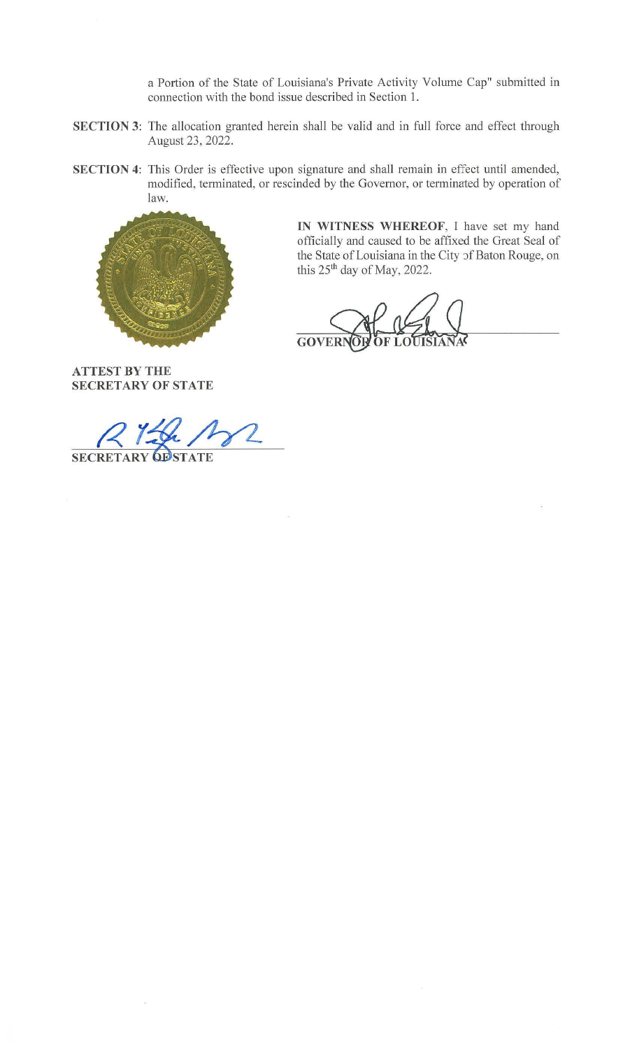a Portion of the State of Louisiana's Private Activity Volume Cap" submitted in connection with the bond issue described in Section 1.

**SECTION 3**: The allocation granted herein shall be valid and in full force and effect through August 23, 2022.

**SECTION 4**: This Order is effective upon signature and shall remain in effect until amended, modified, terminated, or rescinded by the Governor, or terminated by operation of law.

**IN WITNESS WHEREOF**, I have set my hand officially and caused to be affixed the Great Seal of the State of Louisiana in the City of Baton Rouge, on this 25th day of May, 2022.

**GOVERNOR OF LOUISIANA**

**ATTEST BY THE SECRETARY OF STATE**

**SECRETARY OF STATE**